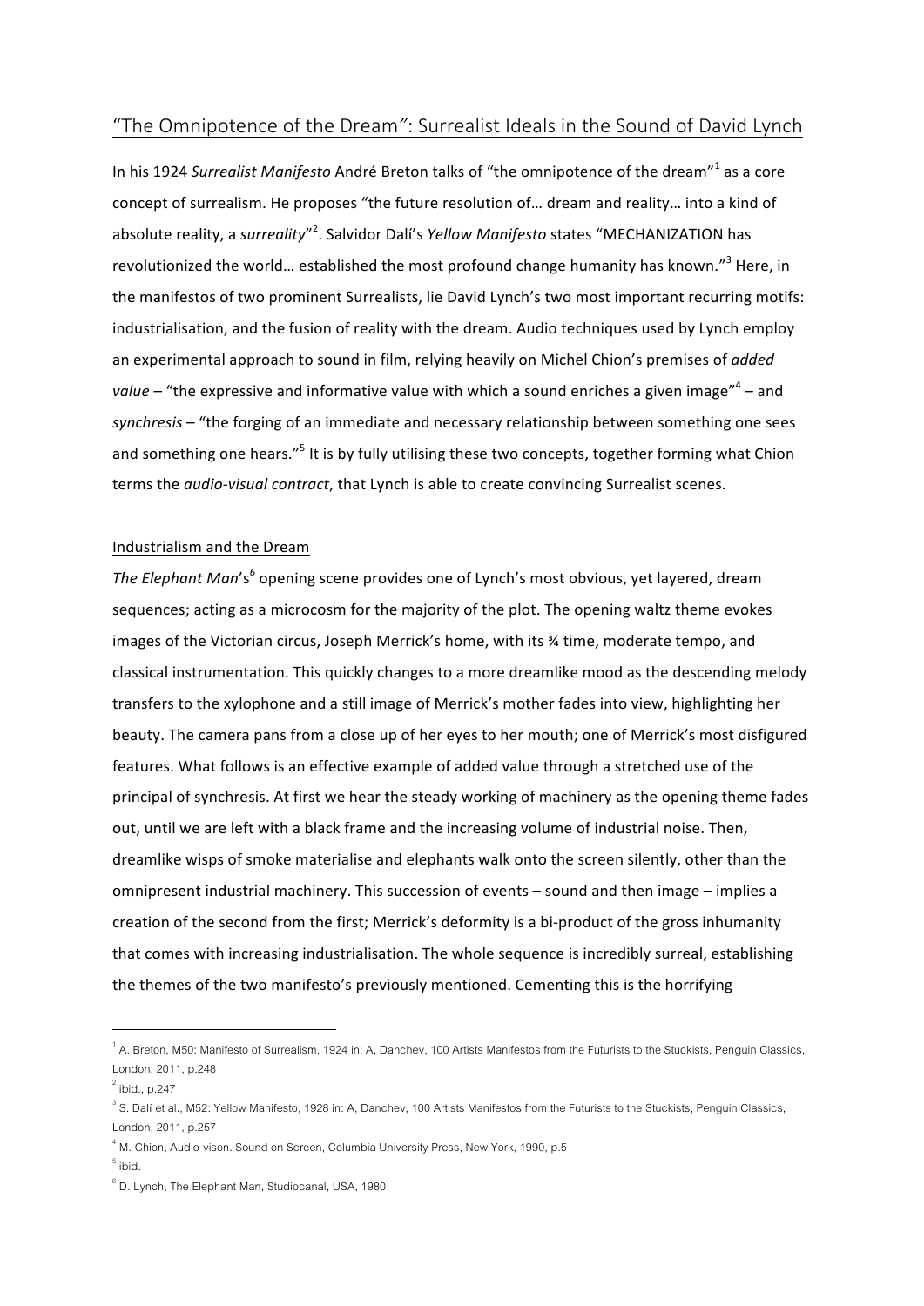# "The Omnipotence of the Dream": Surrealist Ideals in the Sound of David Lynch

In his 1924 *Surrealist Manifesto* André Breton talks of "the omnipotence of the dream"[1] as a core concept of surrealism. He proposes "the future resolution of… dream and reality… into a kind of absolute reality, a *surreality*"[2]. Salvidor Dalí's *Yellow Manifesto* states "MECHANIZATION has revolutionized the world… established the most profound change humanity has known."[3] Here, in the manifestos of two prominent Surrealists, lie David Lynch's two most important recurring motifs: industrialisation, and the fusion of reality with the dream. Audio techniques used by Lynch employ an experimental approach to sound in film, relying heavily on Michel Chion's premises of *added value* – "the expressive and informative value with which a sound enriches a given image"[4] – and *synchresis* – "the forging of an immediate and necessary relationship between something one sees and something one hears."[5] It is by fully utilising these two concepts, together forming what Chion terms the *audio-visual contract*, that Lynch is able to create convincing Surrealist scenes.

## Industrialism and the Dream

*The Elephant Man*'s[6] opening scene provides one of Lynch's most obvious, yet layered, dream sequences; acting as a microcosm for the majority of the plot. The opening waltz theme evokes images of the Victorian circus, Joseph Merrick's home, with its ¾ time, moderate tempo, and classical instrumentation. This quickly changes to a more dreamlike mood as the descending melody transfers to the xylophone and a still image of Merrick's mother fades into view, highlighting her beauty. The camera pans from a close up of her eyes to her mouth; one of Merrick's most disfigured features. What follows is an effective example of added value through a stretched use of the principal of synchresis. At first we hear the steady working of machinery as the opening theme fades out, until we are left with a black frame and the increasing volume of industrial noise. Then, dreamlike wisps of smoke materialise and elephants walk onto the screen silently, other than the omnipresent industrial machinery. This succession of events – sound and then image – implies a creation of the second from the first; Merrick's deformity is a bi-product of the gross inhumanity that comes with increasing industrialisation. The whole sequence is incredibly surreal, establishing the themes of the two manifesto's previously mentioned. Cementing this is the horrifying

---

[1] A. Breton, M50: Manifesto of Surrealism, 1924 in: A, Danchev, 100 Artists Manifestos from the Futurists to the Stuckists, Penguin Classics, London, 2011, p.248

[2] ibid., p.247

[3] S. Dalí et al., M52: Yellow Manifesto, 1928 in: A, Danchev, 100 Artists Manifestos from the Futurists to the Stuckists, Penguin Classics, London, 2011, p.257

[4] M. Chion, Audio-vison. Sound on Screen, Columbia University Press, New York, 1990, p.5

[5] ibid.

[6] D. Lynch, The Elephant Man, Studiocanal, USA, 1980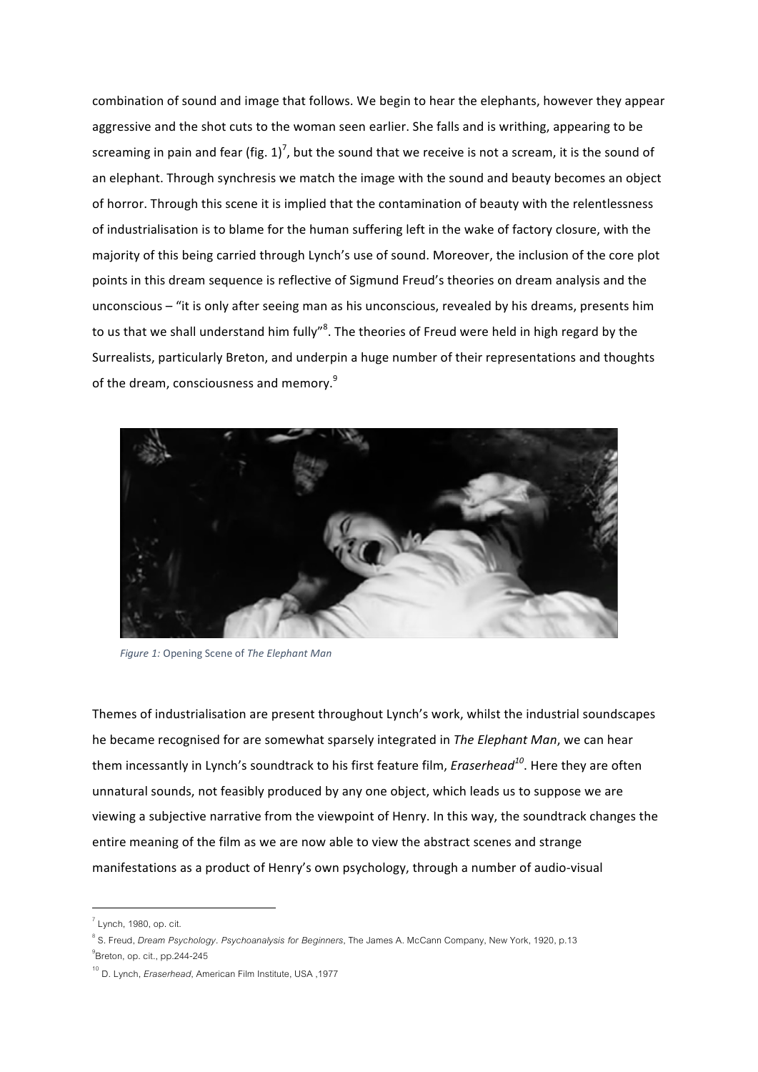combination of sound and image that follows. We begin to hear the elephants, however they appear aggressive and the shot cuts to the woman seen earlier. She falls and is writhing, appearing to be screaming in pain and fear (fig. 1)[7], but the sound that we receive is not a scream, it is the sound of an elephant. Through synchresis we match the image with the sound and beauty becomes an object of horror. Through this scene it is implied that the contamination of beauty with the relentlessness of industrialisation is to blame for the human suffering left in the wake of factory closure, with the majority of this being carried through Lynch's use of sound. Moreover, the inclusion of the core plot points in this dream sequence is reflective of Sigmund Freud's theories on dream analysis and the unconscious – "it is only after seeing man as his unconscious, revealed by his dreams, presents him to us that we shall understand him fully"[8]. The theories of Freud were held in high regard by the Surrealists, particularly Breton, and underpin a huge number of their representations and thoughts of the dream, consciousness and memory.[9]

*Figure 1:* Opening Scene of *The Elephant Man*

Themes of industrialisation are present throughout Lynch's work, whilst the industrial soundscapes he became recognised for are somewhat sparsely integrated in *The Elephant Man*, we can hear them incessantly in Lynch's soundtrack to his first feature film, *Eraserhead*[10]. Here they are often unnatural sounds, not feasibly produced by any one object, which leads us to suppose we are viewing a subjective narrative from the viewpoint of Henry. In this way, the soundtrack changes the entire meaning of the film as we are now able to view the abstract scenes and strange manifestations as a product of Henry's own psychology, through a number of audio-visual

---

[7] Lynch, 1980, op. cit.

[8] S. Freud, *Dream Psychology. Psychoanalysis for Beginners*, The James A. McCann Company, New York, 1920, p.13

[9] Breton, op. cit., pp.244-245

[10] D. Lynch, *Eraserhead*, American Film Institute, USA ,1977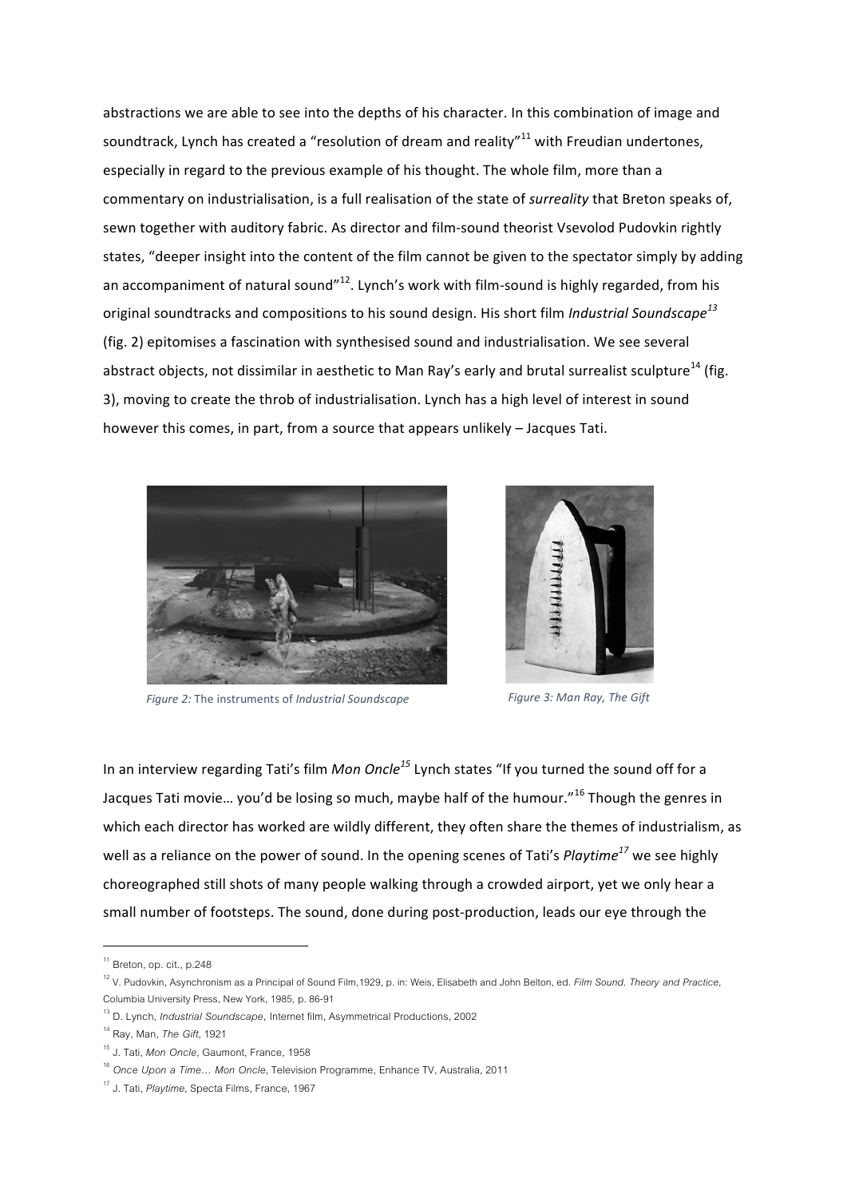abstractions we are able to see into the depths of his character. In this combination of image and soundtrack, Lynch has created a "resolution of dream and reality"[11] with Freudian undertones, especially in regard to the previous example of his thought. The whole film, more than a commentary on industrialisation, is a full realisation of the state of *surreality* that Breton speaks of, sewn together with auditory fabric. As director and film-sound theorist Vsevolod Pudovkin rightly states, "deeper insight into the content of the film cannot be given to the spectator simply by adding an accompaniment of natural sound"[12]. Lynch's work with film-sound is highly regarded, from his original soundtracks and compositions to his sound design. His short film *Industrial Soundscape*[13] (fig. 2) epitomises a fascination with synthesised sound and industrialisation. We see several abstract objects, not dissimilar in aesthetic to Man Ray's early and brutal surrealist sculpture[14] (fig. 3), moving to create the throb of industrialisation. Lynch has a high level of interest in sound however this comes, in part, from a source that appears unlikely – Jacques Tati.

*Figure 2:* The instruments of *Industrial Soundscape*

*Figure 3: Man Ray, The Gift*

In an interview regarding Tati's film *Mon Oncle*[15] Lynch states "If you turned the sound off for a Jacques Tati movie… you'd be losing so much, maybe half of the humour."[16] Though the genres in which each director has worked are wildly different, they often share the themes of industrialism, as well as a reliance on the power of sound. In the opening scenes of Tati's *Playtime*[17] we see highly choreographed still shots of many people walking through a crowded airport, yet we only hear a small number of footsteps. The sound, done during post-production, leads our eye through the

---

[11] Breton, op. cit., p.248

[12] V. Pudovkin, Asynchronism as a Principal of Sound Film,1929, p. in: Weis, Elisabeth and John Belton, ed. *Film Sound. Theory and Practice*, Columbia University Press, New York, 1985, p. 86-91

[13] D. Lynch, *Industrial Soundscape*, Internet film, Asymmetrical Productions, 2002

[14] Ray, Man, *The Gift*, 1921

[15] J. Tati, *Mon Oncle*, Gaumont, France, 1958

[16] *Once Upon a Time… Mon Oncle*, Television Programme, Enhance TV, Australia, 2011

[17] J. Tati, *Playtime*, Specta Films, France, 1967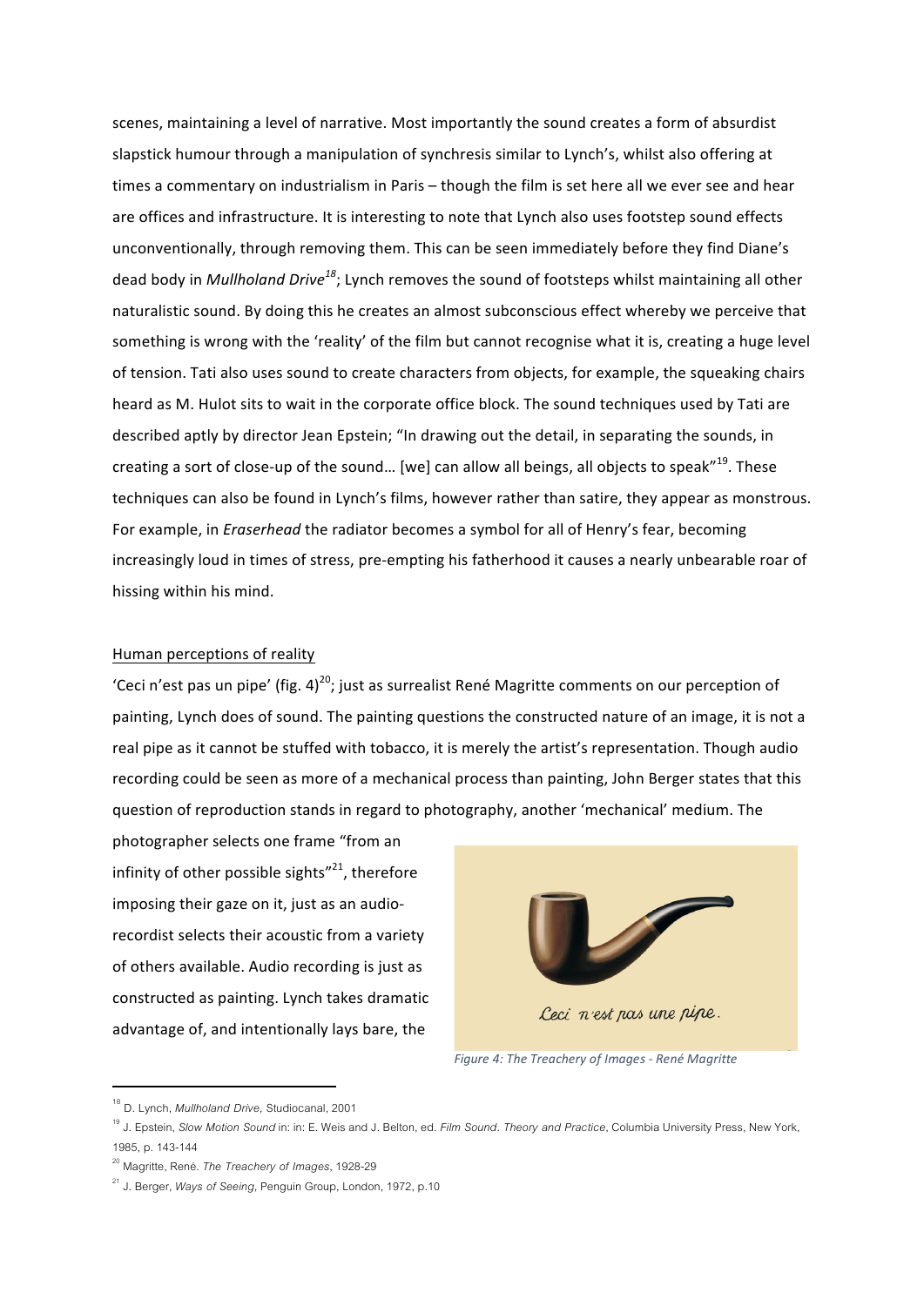scenes, maintaining a level of narrative. Most importantly the sound creates a form of absurdist slapstick humour through a manipulation of synchresis similar to Lynch's, whilst also offering at times a commentary on industrialism in Paris – though the film is set here all we ever see and hear are offices and infrastructure. It is interesting to note that Lynch also uses footstep sound effects unconventionally, through removing them. This can be seen immediately before they find Diane's dead body in *Mullholand Drive*[18]; Lynch removes the sound of footsteps whilst maintaining all other naturalistic sound. By doing this he creates an almost subconscious effect whereby we perceive that something is wrong with the 'reality' of the film but cannot recognise what it is, creating a huge level of tension. Tati also uses sound to create characters from objects, for example, the squeaking chairs heard as M. Hulot sits to wait in the corporate office block. The sound techniques used by Tati are described aptly by director Jean Epstein; "In drawing out the detail, in separating the sounds, in creating a sort of close-up of the sound… [we] can allow all beings, all objects to speak"[19]. These techniques can also be found in Lynch's films, however rather than satire, they appear as monstrous. For example, in *Eraserhead* the radiator becomes a symbol for all of Henry's fear, becoming increasingly loud in times of stress, pre-empting his fatherhood it causes a nearly unbearable roar of hissing within his mind.

## Human perceptions of reality

'Ceci n'est pas un pipe' (fig. 4)[20]; just as surrealist René Magritte comments on our perception of painting, Lynch does of sound. The painting questions the constructed nature of an image, it is not a real pipe as it cannot be stuffed with tobacco, it is merely the artist's representation. Though audio recording could be seen as more of a mechanical process than painting, John Berger states that this question of reproduction stands in regard to photography, another 'mechanical' medium. The photographer selects one frame "from an infinity of other possible sights"[21], therefore imposing their gaze on it, just as an audio-recordist selects their acoustic from a variety of others available. Audio recording is just as constructed as painting. Lynch takes dramatic advantage of, and intentionally lays bare, the

*Figure 4: The Treachery of Images - René Magritte*

---

[18] D. Lynch, *Mullholand Drive,* Studiocanal, 2001

[19] J. Epstein, *Slow Motion Sound* in: in: E. Weis and J. Belton, ed. *Film Sound. Theory and Practice*, Columbia University Press, New York, 1985, p. 143-144

[20] Magritte, René. *The Treachery of Images*, 1928-29

[21] J. Berger, *Ways of Seeing*, Penguin Group, London, 1972, p.10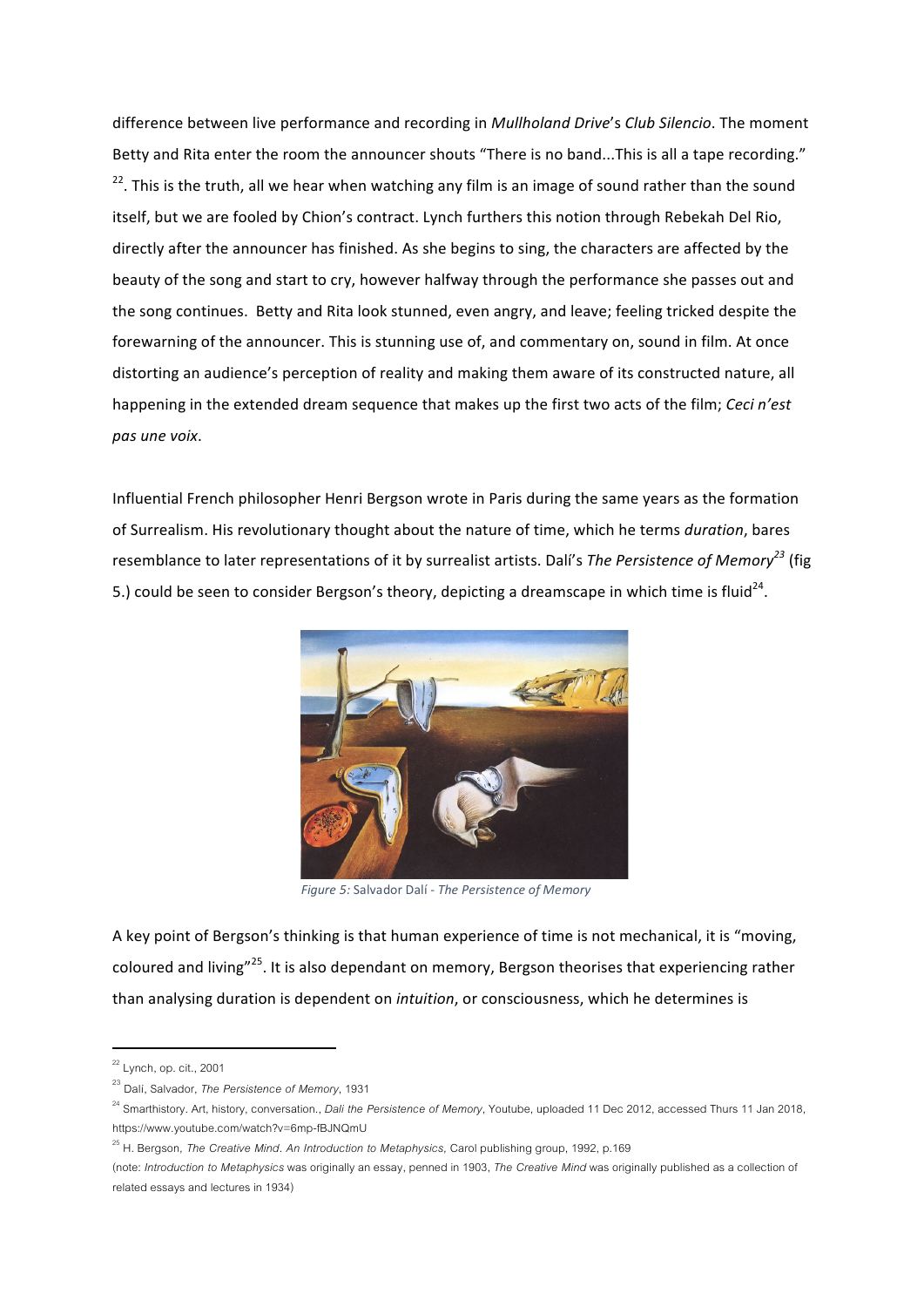difference between live performance and recording in *Mullholand Drive*'s *Club Silencio*. The moment Betty and Rita enter the room the announcer shouts "There is no band...This is all a tape recording."[22]. This is the truth, all we hear when watching any film is an image of sound rather than the sound itself, but we are fooled by Chion's contract. Lynch furthers this notion through Rebekah Del Rio, directly after the announcer has finished. As she begins to sing, the characters are affected by the beauty of the song and start to cry, however halfway through the performance she passes out and the song continues. Betty and Rita look stunned, even angry, and leave; feeling tricked despite the forewarning of the announcer. This is stunning use of, and commentary on, sound in film. At once distorting an audience's perception of reality and making them aware of its constructed nature, all happening in the extended dream sequence that makes up the first two acts of the film; *Ceci n'est pas une voix*.

Influential French philosopher Henri Bergson wrote in Paris during the same years as the formation of Surrealism. His revolutionary thought about the nature of time, which he terms *duration*, bares resemblance to later representations of it by surrealist artists. Dalí's *The Persistence of Memory*[23] (fig 5.) could be seen to consider Bergson's theory, depicting a dreamscape in which time is fluid[24].

*Figure 5:* Salvador Dalí - *The Persistence of Memory*

A key point of Bergson's thinking is that human experience of time is not mechanical, it is "moving, coloured and living"[25]. It is also dependant on memory, Bergson theorises that experiencing rather than analysing duration is dependent on *intuition*, or consciousness, which he determines is

---

[22] Lynch, op. cit., 2001

[23] Dalí, Salvador, *The Persistence of Memory*, 1931

[24] Smarthistory. Art, history, conversation., *Dali the Persistence of Memory*, Youtube, uploaded 11 Dec 2012, accessed Thurs 11 Jan 2018, https://www.youtube.com/watch?v=6mp-fBJNQmU

[25] H. Bergson, *The Creative Mind. An Introduction to Metaphysics,* Carol publishing group, 1992, p.169

(note: *Introduction to Metaphysics* was originally an essay, penned in 1903, *The Creative Mind* was originally published as a collection of related essays and lectures in 1934)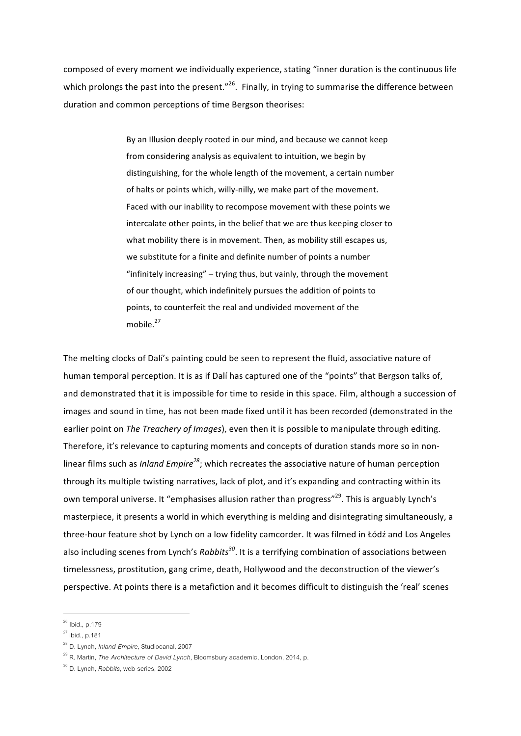composed of every moment we individually experience, stating "inner duration is the continuous life which prolongs the past into the present."[26]. Finally, in trying to summarise the difference between duration and common perceptions of time Bergson theorises:

> By an Illusion deeply rooted in our mind, and because we cannot keep from considering analysis as equivalent to intuition, we begin by distinguishing, for the whole length of the movement, a certain number of halts or points which, willy-nilly, we make part of the movement. Faced with our inability to recompose movement with these points we intercalate other points, in the belief that we are thus keeping closer to what mobility there is in movement. Then, as mobility still escapes us, we substitute for a finite and definite number of points a number "infinitely increasing" – trying thus, but vainly, through the movement of our thought, which indefinitely pursues the addition of points to points, to counterfeit the real and undivided movement of the mobile.[27]

The melting clocks of Dalí's painting could be seen to represent the fluid, associative nature of human temporal perception. It is as if Dalí has captured one of the "points" that Bergson talks of, and demonstrated that it is impossible for time to reside in this space. Film, although a succession of images and sound in time, has not been made fixed until it has been recorded (demonstrated in the earlier point on *The Treachery of Images*), even then it is possible to manipulate through editing. Therefore, it's relevance to capturing moments and concepts of duration stands more so in non-linear films such as *Inland Empire*[28]; which recreates the associative nature of human perception through its multiple twisting narratives, lack of plot, and it's expanding and contracting within its own temporal universe. It "emphasises allusion rather than progress"[29]. This is arguably Lynch's masterpiece, it presents a world in which everything is melding and disintegrating simultaneously, a three-hour feature shot by Lynch on a low fidelity camcorder. It was filmed in Łódź and Los Angeles also including scenes from Lynch's *Rabbits*[30]. It is a terrifying combination of associations between timelessness, prostitution, gang crime, death, Hollywood and the deconstruction of the viewer's perspective. At points there is a metafiction and it becomes difficult to distinguish the 'real' scenes

---

[26] Ibid., p.179

[27] ibid., p.181

[28] D. Lynch, *Inland Empire*, Studiocanal, 2007

[29] R. Martin, *The Architecture of David Lynch*, Bloomsbury academic, London, 2014, p.

[30] D. Lynch, *Rabbits*, web-series, 2002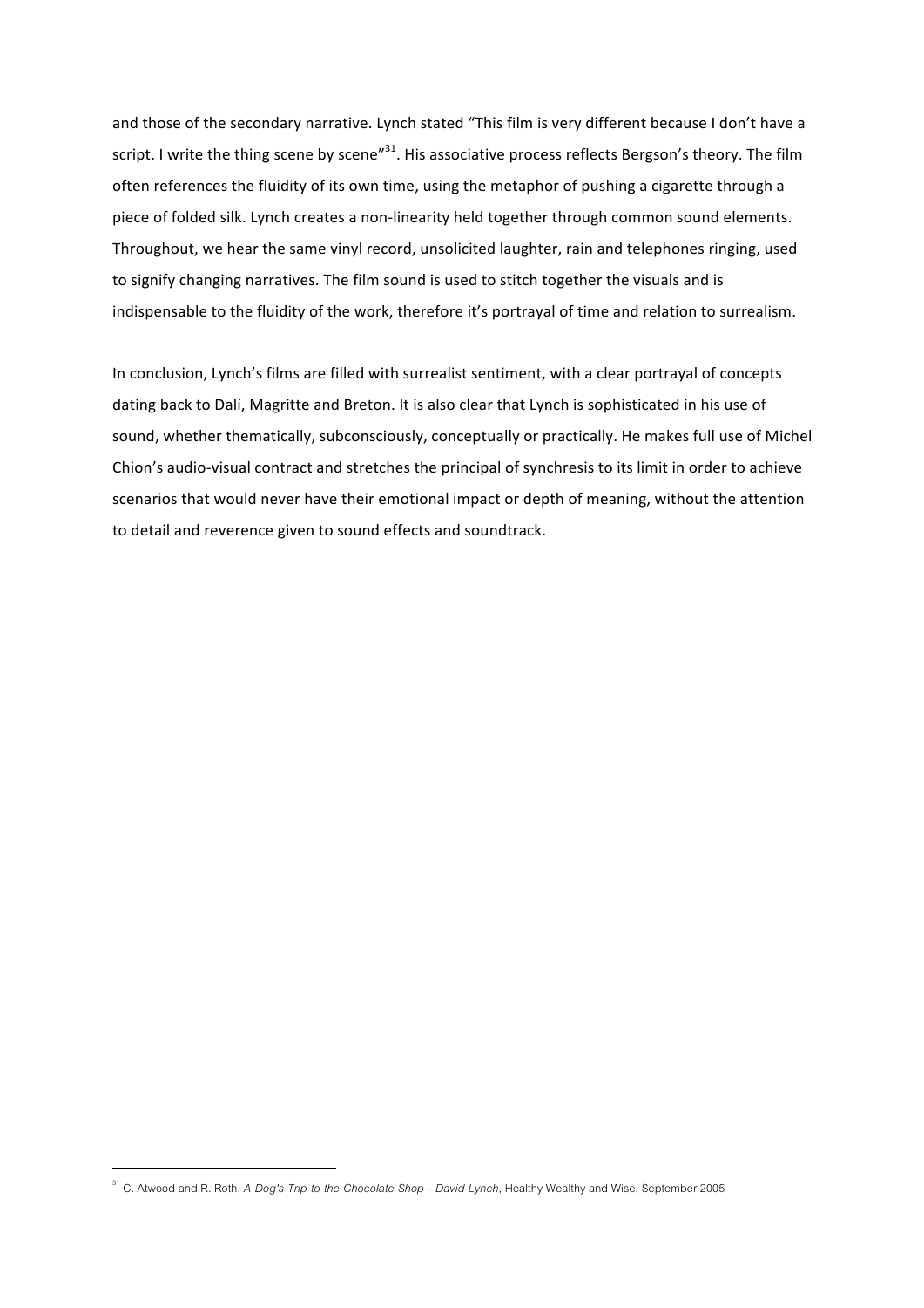and those of the secondary narrative. Lynch stated "This film is very different because I don't have a script. I write the thing scene by scene"[31]. His associative process reflects Bergson's theory. The film often references the fluidity of its own time, using the metaphor of pushing a cigarette through a piece of folded silk. Lynch creates a non-linearity held together through common sound elements. Throughout, we hear the same vinyl record, unsolicited laughter, rain and telephones ringing, used to signify changing narratives. The film sound is used to stitch together the visuals and is indispensable to the fluidity of the work, therefore it's portrayal of time and relation to surrealism.

In conclusion, Lynch's films are filled with surrealist sentiment, with a clear portrayal of concepts dating back to Dalí, Magritte and Breton. It is also clear that Lynch is sophisticated in his use of sound, whether thematically, subconsciously, conceptually or practically. He makes full use of Michel Chion's audio-visual contract and stretches the principal of synchresis to its limit in order to achieve scenarios that would never have their emotional impact or depth of meaning, without the attention to detail and reverence given to sound effects and soundtrack.

---

[31] C. Atwood and R. Roth, *A Dog's Trip to the Chocolate Shop - David Lynch*, Healthy Wealthy and Wise, September 2005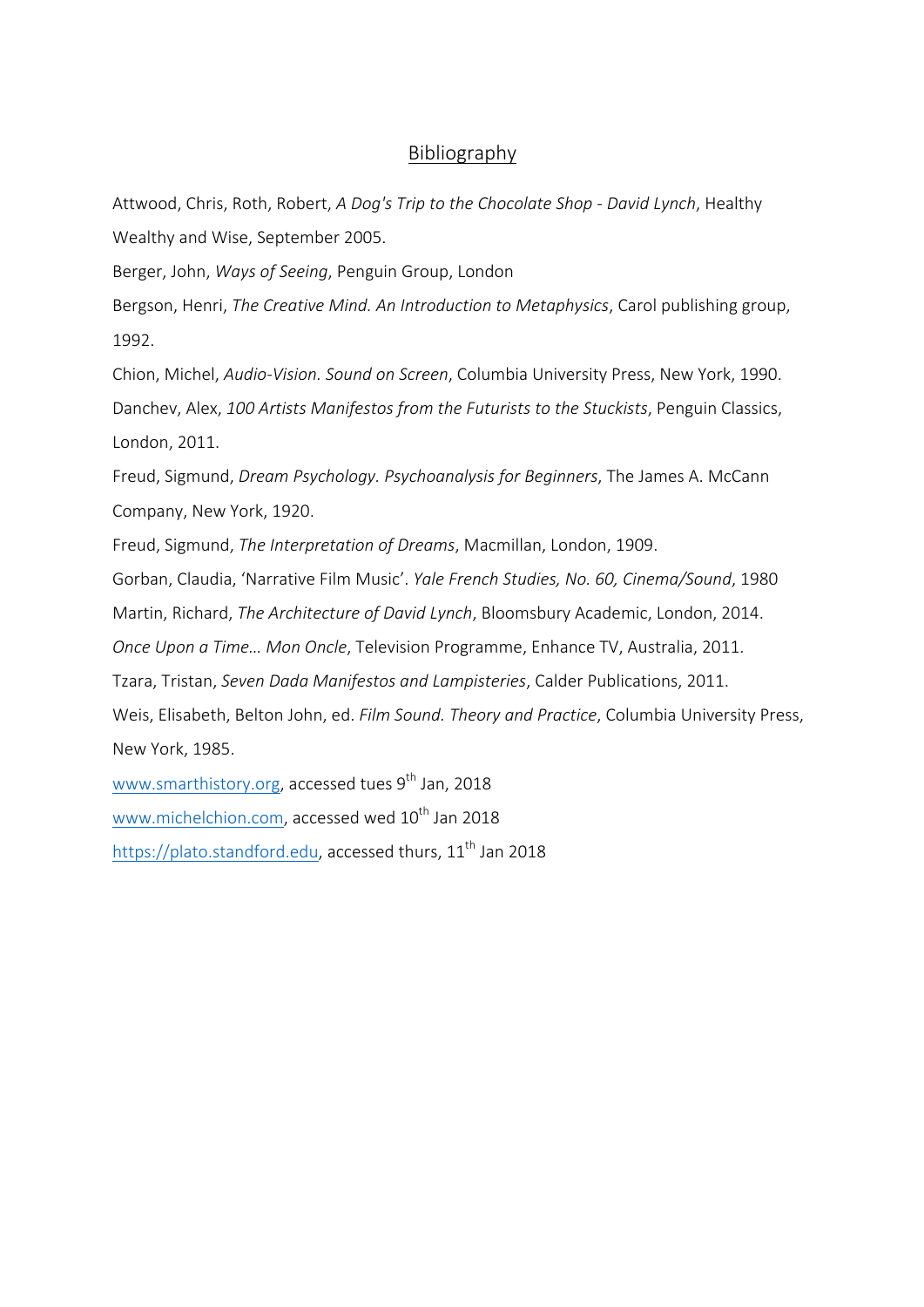# Bibliography

Attwood, Chris, Roth, Robert, *A Dog's Trip to the Chocolate Shop - David Lynch*, Healthy Wealthy and Wise, September 2005.

Berger, John, *Ways of Seeing*, Penguin Group, London

Bergson, Henri, *The Creative Mind. An Introduction to Metaphysics*, Carol publishing group, 1992.

Chion, Michel, *Audio-Vision. Sound on Screen*, Columbia University Press, New York, 1990.

Danchev, Alex, *100 Artists Manifestos from the Futurists to the Stuckists*, Penguin Classics, London, 2011.

Freud, Sigmund, *Dream Psychology. Psychoanalysis for Beginners*, The James A. McCann Company, New York, 1920.

Freud, Sigmund, *The Interpretation of Dreams*, Macmillan, London, 1909.

Gorban, Claudia, 'Narrative Film Music'. *Yale French Studies, No. 60, Cinema/Sound*, 1980

Martin, Richard, *The Architecture of David Lynch*, Bloomsbury Academic, London, 2014.

*Once Upon a Time… Mon Oncle*, Television Programme, Enhance TV, Australia, 2011.

Tzara, Tristan, *Seven Dada Manifestos and Lampisteries*, Calder Publications, 2011.

Weis, Elisabeth, Belton John, ed. *Film Sound. Theory and Practice*, Columbia University Press, New York, 1985.

www.smarthistory.org, accessed tues 9th Jan, 2018

www.michelchion.com, accessed wed 10th Jan 2018

https://plato.standford.edu, accessed thurs, 11th Jan 2018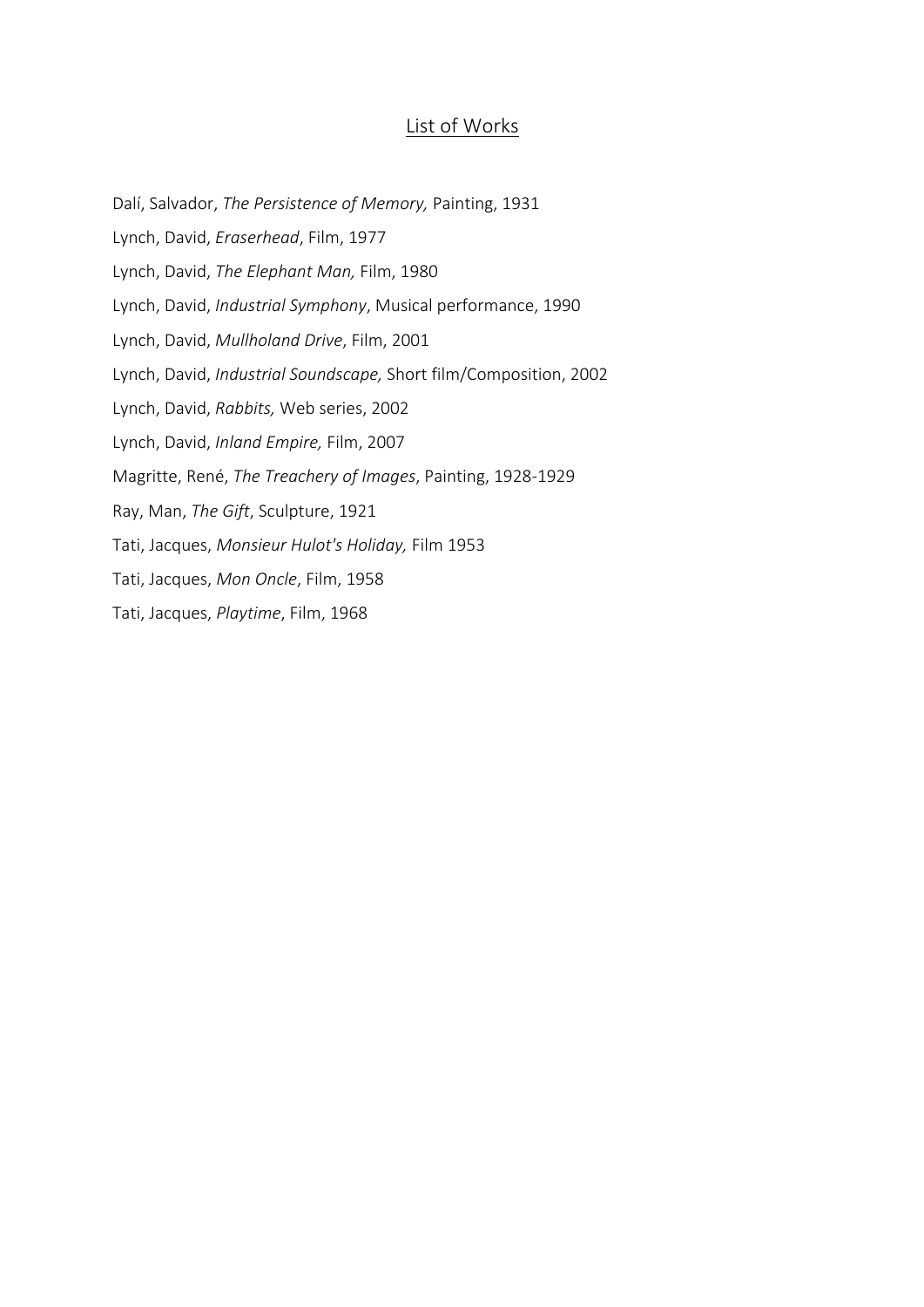## List of Works

Dalí, Salvador, *The Persistence of Memory,* Painting, 1931

Lynch, David, *Eraserhead*, Film, 1977

Lynch, David, *The Elephant Man,* Film, 1980

Lynch, David, *Industrial Symphony*, Musical performance, 1990

Lynch, David, *Mullholand Drive*, Film, 2001

Lynch, David, *Industrial Soundscape,* Short film/Composition, 2002

Lynch, David, *Rabbits,* Web series, 2002

Lynch, David, *Inland Empire,* Film, 2007

Magritte, René, *The Treachery of Images*, Painting, 1928-1929

Ray, Man, *The Gift*, Sculpture, 1921

Tati, Jacques, *Monsieur Hulot's Holiday,* Film 1953

Tati, Jacques, *Mon Oncle*, Film, 1958

Tati, Jacques, *Playtime*, Film, 1968